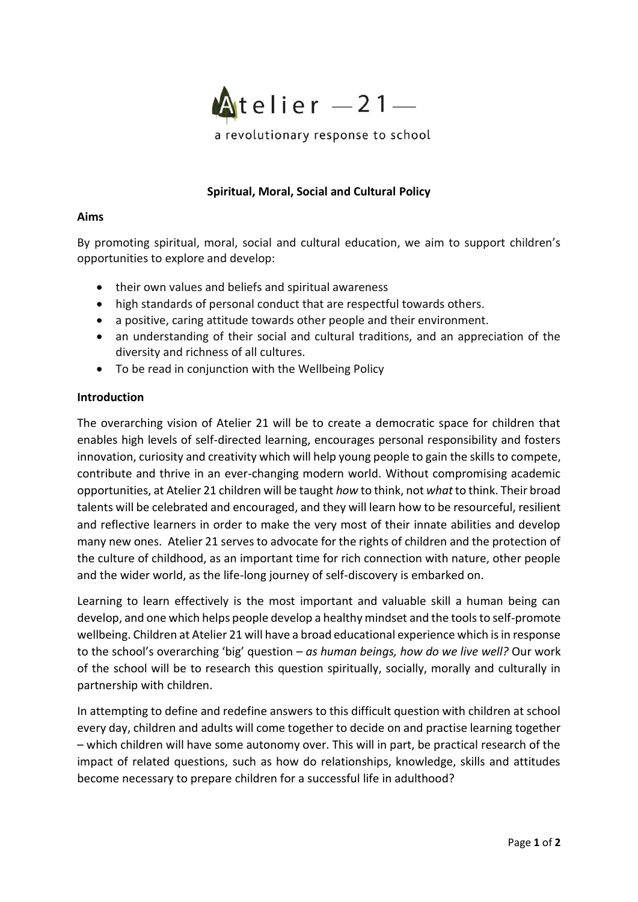Atelier —21—

a revolutionary response to school

## Spiritual, Moral, Social and Cultural Policy

### Aims

By promoting spiritual, moral, social and cultural education, we aim to support children's opportunities to explore and develop:

- their own values and beliefs and spiritual awareness
- high standards of personal conduct that are respectful towards others.
- a positive, caring attitude towards other people and their environment.
- an understanding of their social and cultural traditions, and an appreciation of the diversity and richness of all cultures.
- To be read in conjunction with the Wellbeing Policy

### Introduction

The overarching vision of Atelier 21 will be to create a democratic space for children that enables high levels of self-directed learning, encourages personal responsibility and fosters innovation, curiosity and creativity which will help young people to gain the skills to compete, contribute and thrive in an ever-changing modern world. Without compromising academic opportunities, at Atelier 21 children will be taught *how* to think, not *what* to think. Their broad talents will be celebrated and encouraged, and they will learn how to be resourceful, resilient and reflective learners in order to make the very most of their innate abilities and develop many new ones. Atelier 21 serves to advocate for the rights of children and the protection of the culture of childhood, as an important time for rich connection with nature, other people and the wider world, as the life-long journey of self-discovery is embarked on.

Learning to learn effectively is the most important and valuable skill a human being can develop, and one which helps people develop a healthy mindset and the tools to self-promote wellbeing. Children at Atelier 21 will have a broad educational experience which is in response to the school's overarching 'big' question – *as human beings, how do we live well?* Our work of the school will be to research this question spiritually, socially, morally and culturally in partnership with children.

In attempting to define and redefine answers to this difficult question with children at school every day, children and adults will come together to decide on and practise learning together – which children will have some autonomy over. This will in part, be practical research of the impact of related questions, such as how do relationships, knowledge, skills and attitudes become necessary to prepare children for a successful life in adulthood?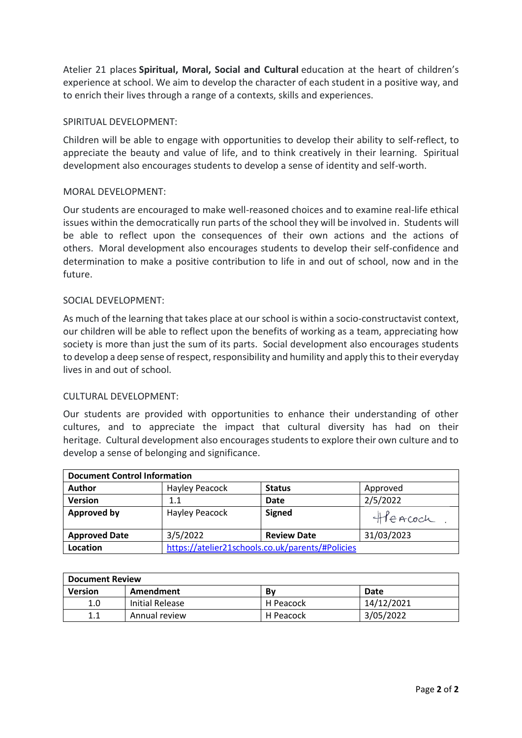Atelier 21 places **Spiritual, Moral, Social and Cultural** education at the heart of children's experience at school. We aim to develop the character of each student in a positive way, and to enrich their lives through a range of a contexts, skills and experiences.

## SPIRITUAL DEVELOPMENT:

Children will be able to engage with opportunities to develop their ability to self-reflect, to appreciate the beauty and value of life, and to think creatively in their learning. Spiritual development also encourages students to develop a sense of identity and self-worth.

## MORAL DEVELOPMENT:

Our students are encouraged to make well-reasoned choices and to examine real-life ethical issues within the democratically run parts of the school they will be involved in. Students will be able to reflect upon the consequences of their own actions and the actions of others. Moral development also encourages students to develop their self-confidence and determination to make a positive contribution to life in and out of school, now and in the future.

## SOCIAL DEVELOPMENT:

As much of the learning that takes place at our school is within a socio-constructavist context, our children will be able to reflect upon the benefits of working as a team, appreciating how society is more than just the sum of its parts. Social development also encourages students to develop a deep sense of respect, responsibility and humility and apply this to their everyday lives in and out of school.

## CULTURAL DEVELOPMENT:

Our students are provided with opportunities to enhance their understanding of other cultures, and to appreciate the impact that cultural diversity has had on their heritage. Cultural development also encourages students to explore their own culture and to develop a sense of belonging and significance.

| **Document Control Information** | | | |
|---|---|---|---|
| **Author** | Hayley Peacock | **Status** | Approved |
| **Version** | 1.1 | **Date** | 2/5/2022 |
| **Approved by** | Hayley Peacock | **Signed** | HPeacock |
| **Approved Date** | 3/5/2022 | **Review Date** | 31/03/2023 |
| **Location** | https://atelier21schools.co.uk/parents/#Policies | | |

| **Document Review** | | | |
|---|---|---|---|
| **Version** | **Amendment** | **By** | **Date** |
| 1.0 | Initial Release | H Peacock | 14/12/2021 |
| 1.1 | Annual review | H Peacock | 3/05/2022 |